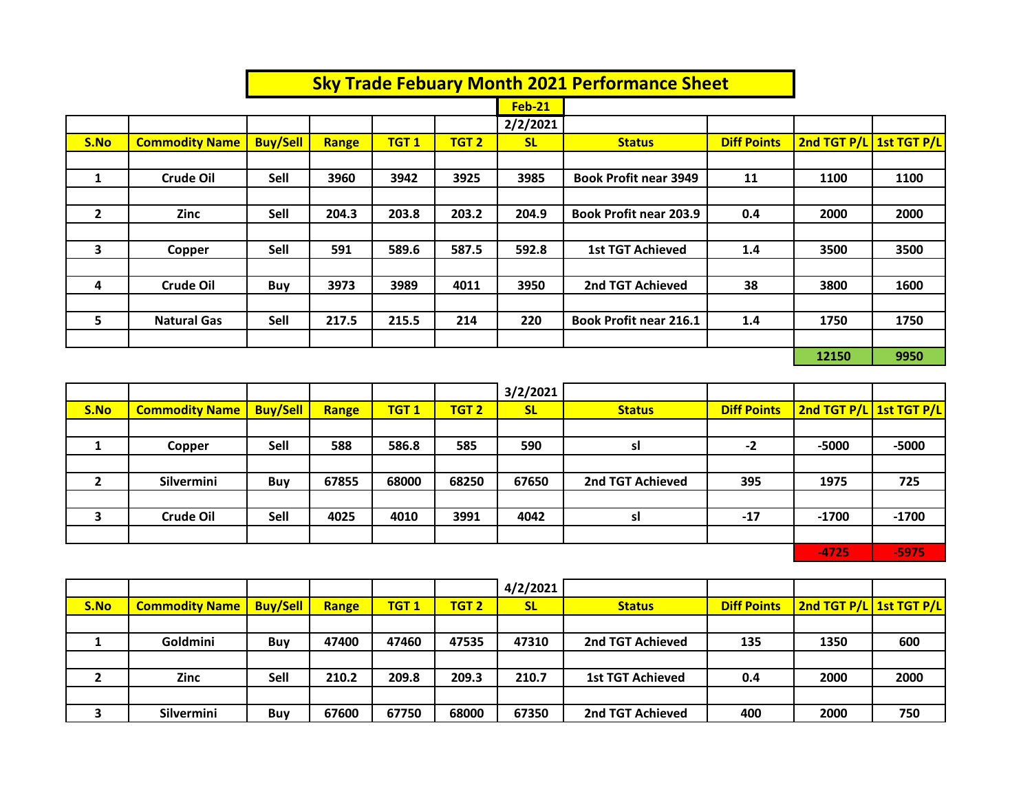# Sky Trade Febuary Month 2021 Performance Sheet

**Feb-21**

**2/2/2021**

| S.No | Commodity Name | Buy/Sell | Range | TGT 1 | TGT 2 | SL | Status | Diff Points | 2nd TGT P/L | 1st TGT P/L |
|---|---|---|---|---|---|---|---|---|---|---|
| 1 | Crude Oil | Sell | 3960 | 3942 | 3925 | 3985 | Book Profit near 3949 | 11 | 1100 | 1100 |
| 2 | Zinc | Sell | 204.3 | 203.8 | 203.2 | 204.9 | Book Profit near 203.9 | 0.4 | 2000 | 2000 |
| 3 | Copper | Sell | 591 | 589.6 | 587.5 | 592.8 | 1st TGT Achieved | 1.4 | 3500 | 3500 |
| 4 | Crude Oil | Buy | 3973 | 3989 | 4011 | 3950 | 2nd TGT Achieved | 38 | 3800 | 1600 |
| 5 | Natural Gas | Sell | 217.5 | 215.5 | 214 | 220 | Book Profit near 216.1 | 1.4 | 1750 | 1750 |
| | | | | | | | | | 12150 | 9950 |

**3/2/2021**

| S.No | Commodity Name | Buy/Sell | Range | TGT 1 | TGT 2 | SL | Status | Diff Points | 2nd TGT P/L | 1st TGT P/L |
|---|---|---|---|---|---|---|---|---|---|---|
| 1 | Copper | Sell | 588 | 586.8 | 585 | 590 | sl | -2 | -5000 | -5000 |
| 2 | Silvermini | Buy | 67855 | 68000 | 68250 | 67650 | 2nd TGT Achieved | 395 | 1975 | 725 |
| 3 | Crude Oil | Sell | 4025 | 4010 | 3991 | 4042 | sl | -17 | -1700 | -1700 |
| | | | | | | | | | -4725 | -5975 |

**4/2/2021**

| S.No | Commodity Name | Buy/Sell | Range | TGT 1 | TGT 2 | SL | Status | Diff Points | 2nd TGT P/L | 1st TGT P/L |
|---|---|---|---|---|---|---|---|---|---|---|
| 1 | Goldmini | Buy | 47400 | 47460 | 47535 | 47310 | 2nd TGT Achieved | 135 | 1350 | 600 |
| 2 | Zinc | Sell | 210.2 | 209.8 | 209.3 | 210.7 | 1st TGT Achieved | 0.4 | 2000 | 2000 |
| 3 | Silvermini | Buy | 67600 | 67750 | 68000 | 67350 | 2nd TGT Achieved | 400 | 2000 | 750 |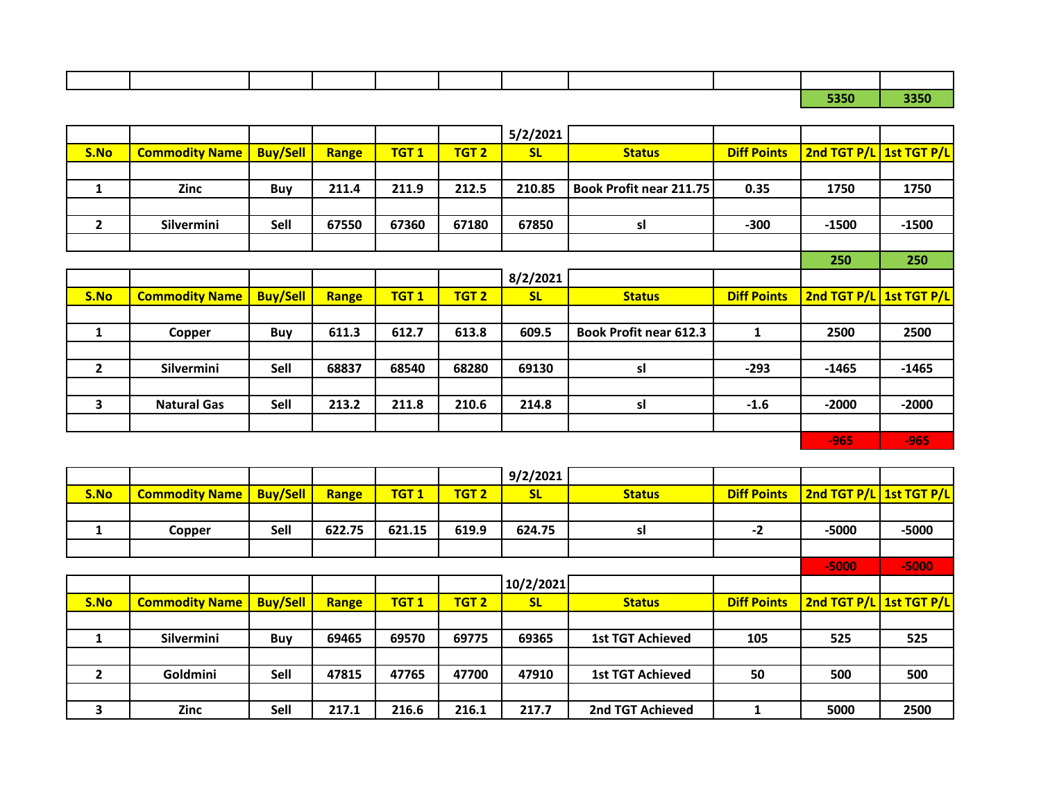| | | | | | | | | | | |
|---|---|---|---|---|---|---|---|---|---|---|
| | | | | | | | | | 5350 | 3350 |

**5/2/2021**

| S.No | Commodity Name | Buy/Sell | Range | TGT 1 | TGT 2 | SL | Status | Diff Points | 2nd TGT P/L | 1st TGT P/L |
|---|---|---|---|---|---|---|---|---|---|---|
| 1 | Zinc | Buy | 211.4 | 211.9 | 212.5 | 210.85 | Book Profit near 211.75 | 0.35 | 1750 | 1750 |
| 2 | Silvermini | Sell | 67550 | 67360 | 67180 | 67850 | sl | -300 | -1500 | -1500 |
| | | | | | | | | | 250 | 250 |

**8/2/2021**

| S.No | Commodity Name | Buy/Sell | Range | TGT 1 | TGT 2 | SL | Status | Diff Points | 2nd TGT P/L | 1st TGT P/L |
|---|---|---|---|---|---|---|---|---|---|---|
| 1 | Copper | Buy | 611.3 | 612.7 | 613.8 | 609.5 | Book Profit near 612.3 | 1 | 2500 | 2500 |
| 2 | Silvermini | Sell | 68837 | 68540 | 68280 | 69130 | sl | -293 | -1465 | -1465 |
| 3 | Natural Gas | Sell | 213.2 | 211.8 | 210.6 | 214.8 | sl | -1.6 | -2000 | -2000 |
| | | | | | | | | | -965 | -965 |

**9/2/2021**

| S.No | Commodity Name | Buy/Sell | Range | TGT 1 | TGT 2 | SL | Status | Diff Points | 2nd TGT P/L | 1st TGT P/L |
|---|---|---|---|---|---|---|---|---|---|---|
| 1 | Copper | Sell | 622.75 | 621.15 | 619.9 | 624.75 | sl | -2 | -5000 | -5000 |
| | | | | | | | | | -5000 | -5000 |

**10/2/2021**

| S.No | Commodity Name | Buy/Sell | Range | TGT 1 | TGT 2 | SL | Status | Diff Points | 2nd TGT P/L | 1st TGT P/L |
|---|---|---|---|---|---|---|---|---|---|---|
| 1 | Silvermini | Buy | 69465 | 69570 | 69775 | 69365 | 1st TGT Achieved | 105 | 525 | 525 |
| 2 | Goldmini | Sell | 47815 | 47765 | 47700 | 47910 | 1st TGT Achieved | 50 | 500 | 500 |
| 3 | Zinc | Sell | 217.1 | 216.6 | 216.1 | 217.7 | 2nd TGT Achieved | 1 | 5000 | 2500 |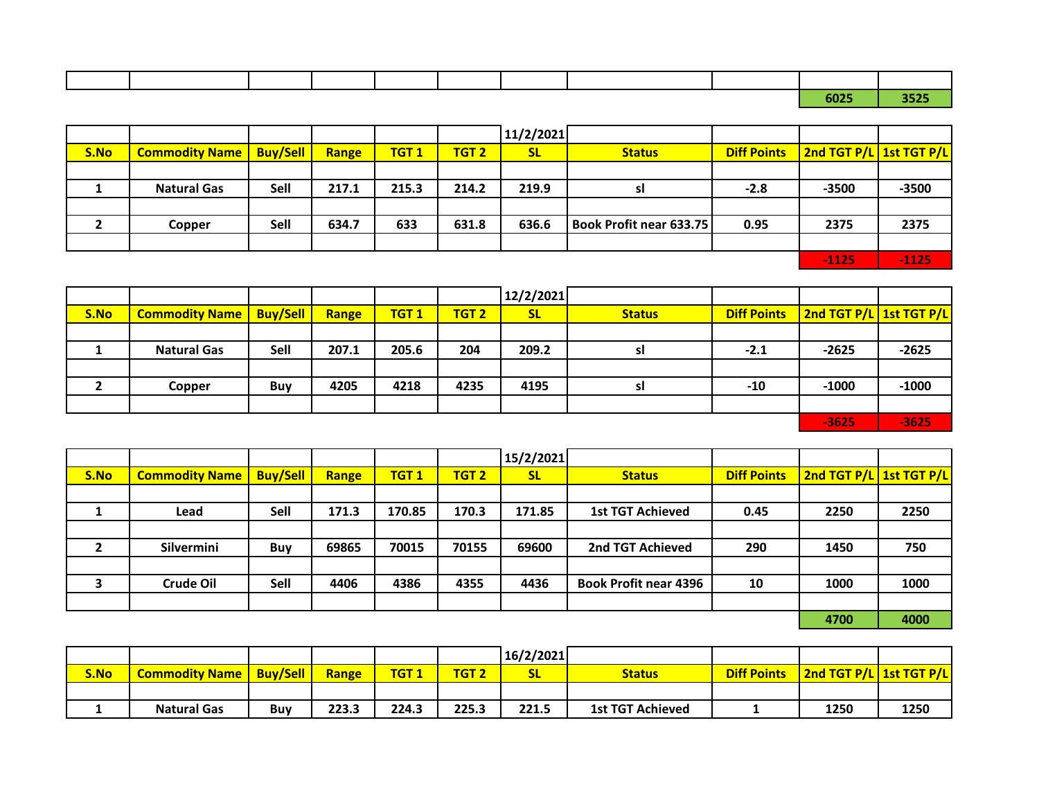| | | | | | | | | | | |
|---|---|---|---|---|---|---|---|---|---|---|
| | | | | | | | | | 6025 | 3525 |

| | | | | | | 11/2/2021 | | | | |
|---|---|---|---|---|---|---|---|---|---|---|
| **S.No** | **Commodity Name** | **Buy/Sell** | **Range** | **TGT 1** | **TGT 2** | **SL** | **Status** | **Diff Points** | **2nd TGT P/L** | **1st TGT P/L** |
| 1 | Natural Gas | Sell | 217.1 | 215.3 | 214.2 | 219.9 | sl | -2.8 | -3500 | -3500 |
| 2 | Copper | Sell | 634.7 | 633 | 631.8 | 636.6 | Book Profit near 633.75 | 0.95 | 2375 | 2375 |
| | | | | | | | | | -1125 | -1125 |

| | | | | | | 12/2/2021 | | | | |
|---|---|---|---|---|---|---|---|---|---|---|
| **S.No** | **Commodity Name** | **Buy/Sell** | **Range** | **TGT 1** | **TGT 2** | **SL** | **Status** | **Diff Points** | **2nd TGT P/L** | **1st TGT P/L** |
| 1 | Natural Gas | Sell | 207.1 | 205.6 | 204 | 209.2 | sl | -2.1 | -2625 | -2625 |
| 2 | Copper | Buy | 4205 | 4218 | 4235 | 4195 | sl | -10 | -1000 | -1000 |
| | | | | | | | | | -3625 | -3625 |

| | | | | | | 15/2/2021 | | | | |
|---|---|---|---|---|---|---|---|---|---|---|
| **S.No** | **Commodity Name** | **Buy/Sell** | **Range** | **TGT 1** | **TGT 2** | **SL** | **Status** | **Diff Points** | **2nd TGT P/L** | **1st TGT P/L** |
| 1 | Lead | Sell | 171.3 | 170.85 | 170.3 | 171.85 | 1st TGT Achieved | 0.45 | 2250 | 2250 |
| 2 | Silvermini | Buy | 69865 | 70015 | 70155 | 69600 | 2nd TGT Achieved | 290 | 1450 | 750 |
| 3 | Crude Oil | Sell | 4406 | 4386 | 4355 | 4436 | Book Profit near 4396 | 10 | 1000 | 1000 |
| | | | | | | | | | 4700 | 4000 |

| | | | | | | 16/2/2021 | | | | |
|---|---|---|---|---|---|---|---|---|---|---|
| **S.No** | **Commodity Name** | **Buy/Sell** | **Range** | **TGT 1** | **TGT 2** | **SL** | **Status** | **Diff Points** | **2nd TGT P/L** | **1st TGT P/L** |
| 1 | Natural Gas | Buy | 223.3 | 224.3 | 225.3 | 221.5 | 1st TGT Achieved | 1 | 1250 | 1250 |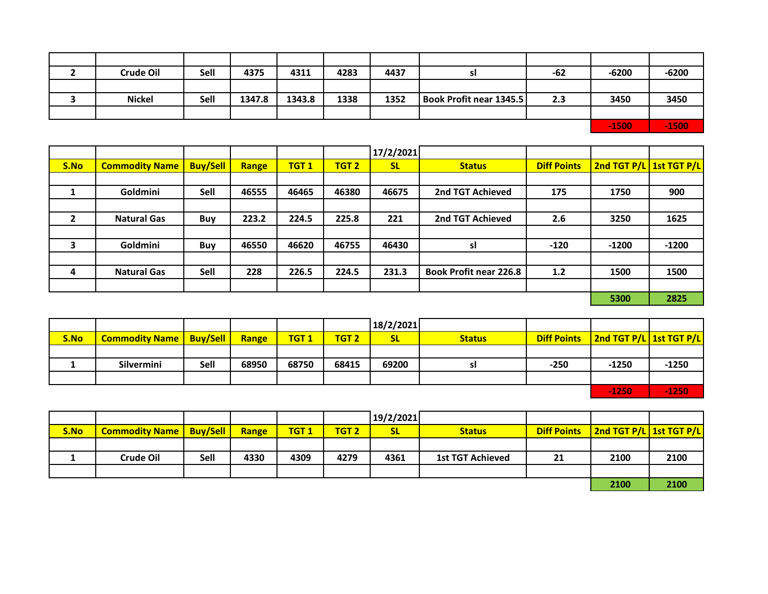| S.No | Commodity Name | Buy/Sell | Range | TGT 1 | TGT 2 | SL | Status | Diff Points | 2nd TGT P/L | 1st TGT P/L |
|---|---|---|---|---|---|---|---|---|---|---|
| 2 | Crude Oil | Sell | 4375 | 4311 | 4283 | 4437 | sl | -62 | -6200 | -6200 |
| 3 | Nickel | Sell | 1347.8 | 1343.8 | 1338 | 1352 | Book Profit near 1345.5 | 2.3 | 3450 | 3450 |
| | | | | | | | | | -1500 | -1500 |

17/2/2021

| S.No | Commodity Name | Buy/Sell | Range | TGT 1 | TGT 2 | SL | Status | Diff Points | 2nd TGT P/L | 1st TGT P/L |
|---|---|---|---|---|---|---|---|---|---|---|
| 1 | Goldmini | Sell | 46555 | 46465 | 46380 | 46675 | 2nd TGT Achieved | 175 | 1750 | 900 |
| 2 | Natural Gas | Buy | 223.2 | 224.5 | 225.8 | 221 | 2nd TGT Achieved | 2.6 | 3250 | 1625 |
| 3 | Goldmini | Buy | 46550 | 46620 | 46755 | 46430 | sl | -120 | -1200 | -1200 |
| 4 | Natural Gas | Sell | 228 | 226.5 | 224.5 | 231.3 | Book Profit near 226.8 | 1.2 | 1500 | 1500 |
| | | | | | | | | | 5300 | 2825 |

18/2/2021

| S.No | Commodity Name | Buy/Sell | Range | TGT 1 | TGT 2 | SL | Status | Diff Points | 2nd TGT P/L | 1st TGT P/L |
|---|---|---|---|---|---|---|---|---|---|---|
| 1 | Silvermini | Sell | 68950 | 68750 | 68415 | 69200 | sl | -250 | -1250 | -1250 |
| | | | | | | | | | -1250 | -1250 |

19/2/2021

| S.No | Commodity Name | Buy/Sell | Range | TGT 1 | TGT 2 | SL | Status | Diff Points | 2nd TGT P/L | 1st TGT P/L |
|---|---|---|---|---|---|---|---|---|---|---|
| 1 | Crude Oil | Sell | 4330 | 4309 | 4279 | 4361 | 1st TGT Achieved | 21 | 2100 | 2100 |
| | | | | | | | | | 2100 | 2100 |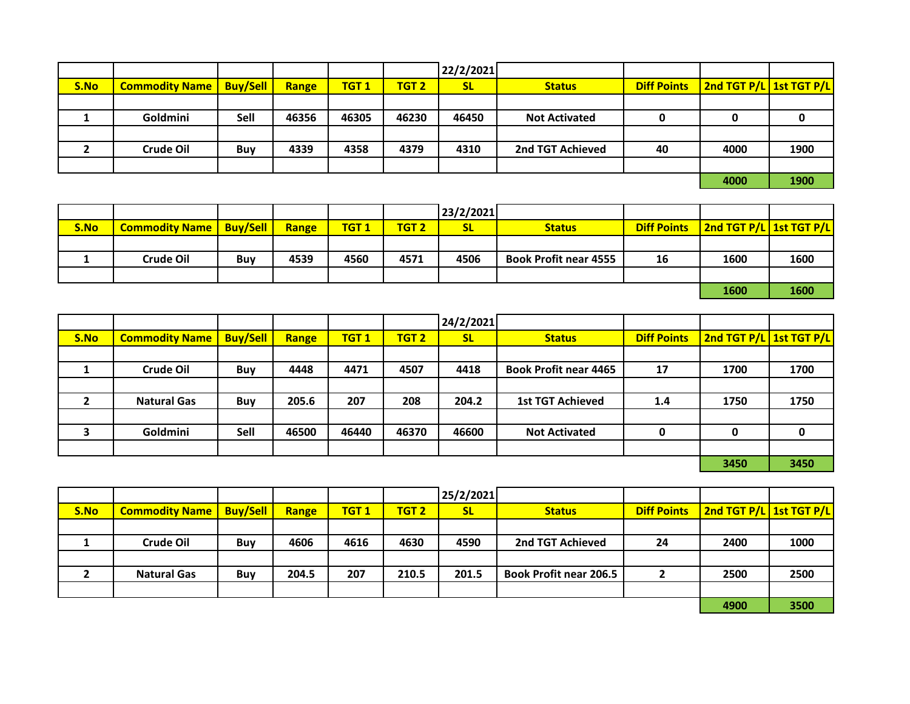| | | | | | | 22/2/2021 | | | | |
|---|---|---|---|---|---|---|---|---|---|---|
| **S.No** | **Commodity Name** | **Buy/Sell** | **Range** | **TGT 1** | **TGT 2** | **SL** | **Status** | **Diff Points** | **2nd TGT P/L** | **1st TGT P/L** |
| 1 | Goldmini | Sell | 46356 | 46305 | 46230 | 46450 | Not Activated | 0 | 0 | 0 |
| 2 | Crude Oil | Buy | 4339 | 4358 | 4379 | 4310 | 2nd TGT Achieved | 40 | 4000 | 1900 |
| | | | | | | | | | **4000** | **1900** |

| | | | | | | 23/2/2021 | | | | |
|---|---|---|---|---|---|---|---|---|---|---|
| **S.No** | **Commodity Name** | **Buy/Sell** | **Range** | **TGT 1** | **TGT 2** | **SL** | **Status** | **Diff Points** | **2nd TGT P/L** | **1st TGT P/L** |
| 1 | Crude Oil | Buy | 4539 | 4560 | 4571 | 4506 | Book Profit near 4555 | 16 | 1600 | 1600 |
| | | | | | | | | | **1600** | **1600** |

| | | | | | | 24/2/2021 | | | | |
|---|---|---|---|---|---|---|---|---|---|---|
| **S.No** | **Commodity Name** | **Buy/Sell** | **Range** | **TGT 1** | **TGT 2** | **SL** | **Status** | **Diff Points** | **2nd TGT P/L** | **1st TGT P/L** |
| 1 | Crude Oil | Buy | 4448 | 4471 | 4507 | 4418 | Book Profit near 4465 | 17 | 1700 | 1700 |
| 2 | Natural Gas | Buy | 205.6 | 207 | 208 | 204.2 | 1st TGT Achieved | 1.4 | 1750 | 1750 |
| 3 | Goldmini | Sell | 46500 | 46440 | 46370 | 46600 | Not Activated | 0 | 0 | 0 |
| | | | | | | | | | **3450** | **3450** |

| | | | | | | 25/2/2021 | | | | |
|---|---|---|---|---|---|---|---|---|---|---|
| **S.No** | **Commodity Name** | **Buy/Sell** | **Range** | **TGT 1** | **TGT 2** | **SL** | **Status** | **Diff Points** | **2nd TGT P/L** | **1st TGT P/L** |
| 1 | Crude Oil | Buy | 4606 | 4616 | 4630 | 4590 | 2nd TGT Achieved | 24 | 2400 | 1000 |
| 2 | Natural Gas | Buy | 204.5 | 207 | 210.5 | 201.5 | Book Profit near 206.5 | 2 | 2500 | 2500 |
| | | | | | | | | | **4900** | **3500** |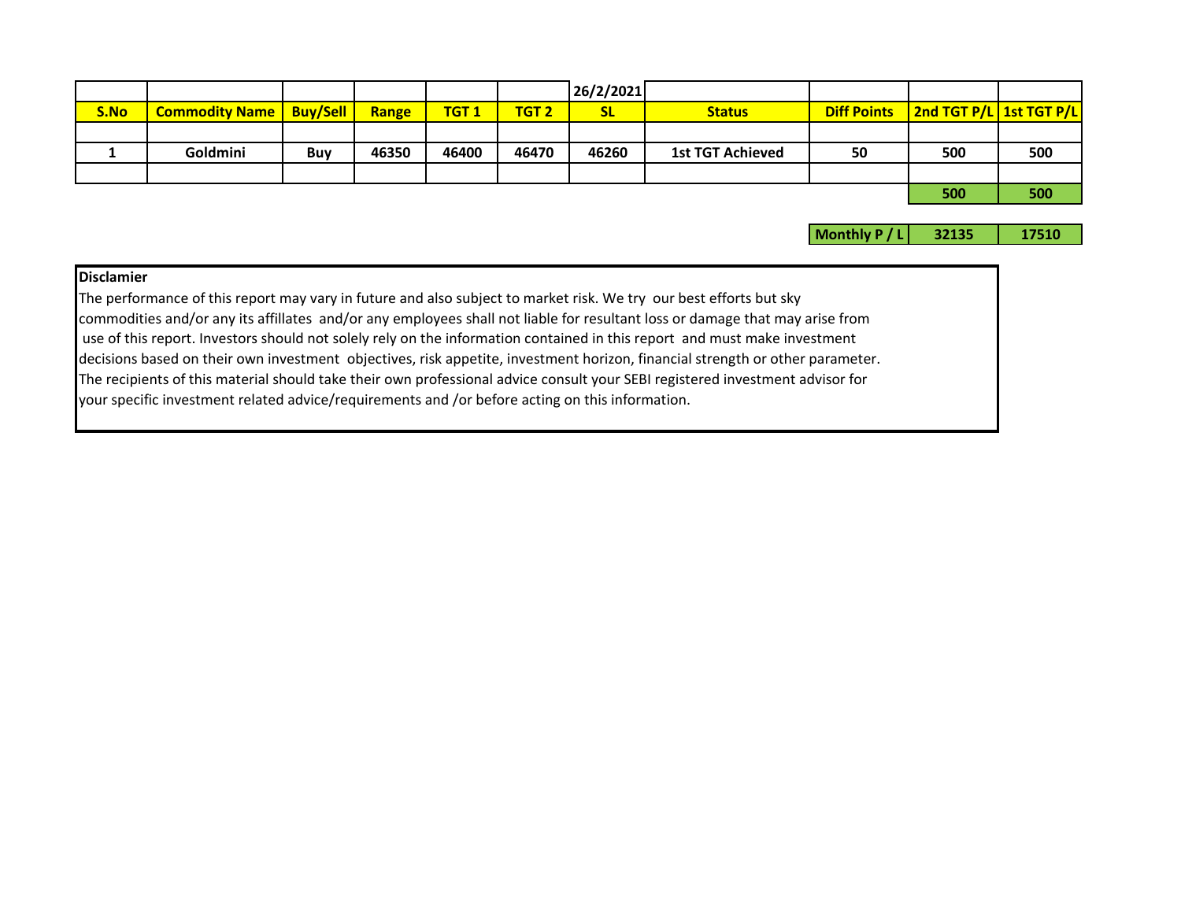| | | | | | | 26/2/2021 | | | | |
|---|---|---|---|---|---|---|---|---|---|---|
| **S.No** | **Commodity Name** | **Buy/Sell** | **Range** | **TGT 1** | **TGT 2** | **SL** | **Status** | **Diff Points** | **2nd TGT P/L** | **1st TGT P/L** |
| | | | | | | | | | | |
| **1** | **Goldmini** | **Buy** | **46350** | **46400** | **46470** | **46260** | **1st TGT Achieved** | **50** | **500** | **500** |
| | | | | | | | | | | |
| | | | | | | | | | **500** | **500** |
| | | | | | | | | **Monthly P / L** | **32135** | **17510** |

**Disclamier**

The performance of this report may vary in future and also subject to market risk. We try our best efforts but sky commodities and/or any its affillates and/or any employees shall not liable for resultant loss or damage that may arise from use of this report. Investors should not solely rely on the information contained in this report and must make investment decisions based on their own investment objectives, risk appetite, investment horizon, financial strength or other parameter. The recipients of this material should take their own professional advice consult your SEBI registered investment advisor for your specific investment related advice/requirements and /or before acting on this information.